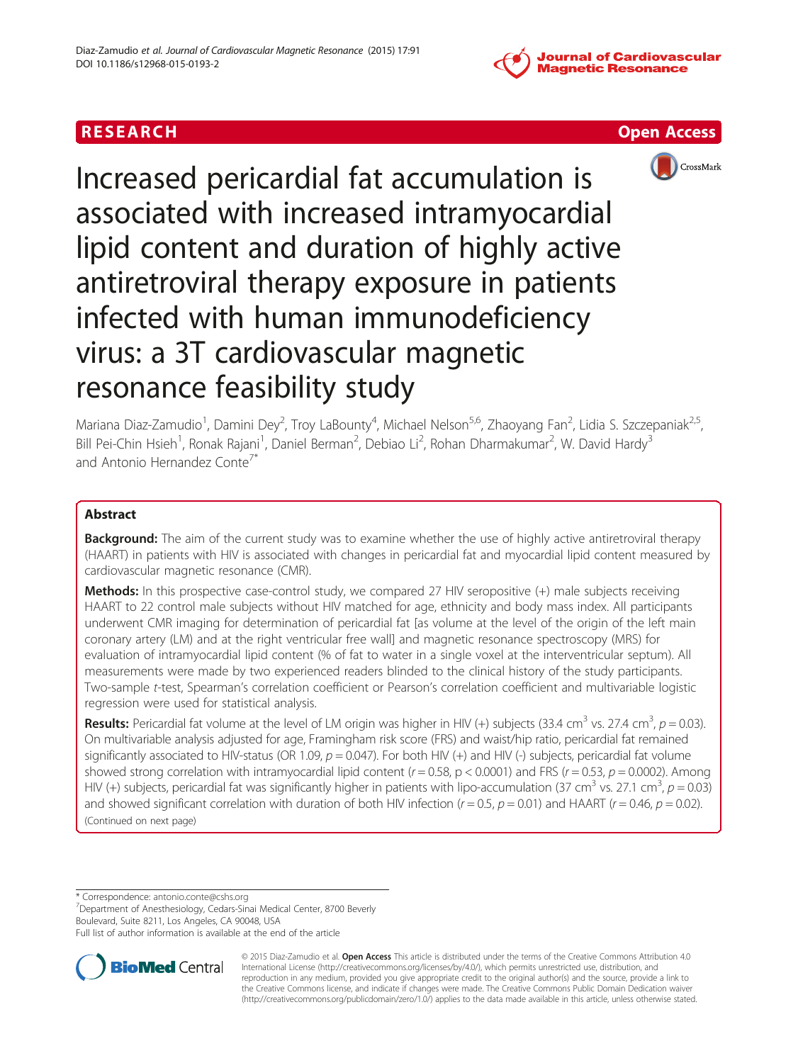RESEARCH Open Access

# Increased pericardial fat accumulation is associated with increased intramyocardial lipid content and duration of highly active antiretroviral therapy exposure in patients infected with human immunodeficiency virus: a 3T cardiovascular magnetic resonance feasibility study

Mariana Diaz-Zamudio[1], Damini Dey[2], Troy LaBounty[4], Michael Nelson[5,6], Zhaoyang Fan[2], Lidia S. Szczepaniak[2,5], Bill Pei-Chin Hsieh[1], Ronak Rajani[1], Daniel Berman[2], Debiao Li[2], Rohan Dharmakumar[2], W. David Hardy[3] and Antonio Hernandez Conte[7*]

## Abstract

**Background:** The aim of the current study was to examine whether the use of highly active antiretroviral therapy (HAART) in patients with HIV is associated with changes in pericardial fat and myocardial lipid content measured by cardiovascular magnetic resonance (CMR).

**Methods:** In this prospective case-control study, we compared 27 HIV seropositive (+) male subjects receiving HAART to 22 control male subjects without HIV matched for age, ethnicity and body mass index. All participants underwent CMR imaging for determination of pericardial fat [as volume at the level of the origin of the left main coronary artery (LM) and at the right ventricular free wall] and magnetic resonance spectroscopy (MRS) for evaluation of intramyocardial lipid content (% of fat to water in a single voxel at the interventricular septum). All measurements were made by two experienced readers blinded to the clinical history of the study participants. Two-sample *t*-test, Spearman's correlation coefficient or Pearson's correlation coefficient and multivariable logistic regression were used for statistical analysis.

**Results:** Pericardial fat volume at the level of LM origin was higher in HIV (+) subjects (33.4 cm$^3$ vs. 27.4 cm$^3$, $p = 0.03$). On multivariable analysis adjusted for age, Framingham risk score (FRS) and waist/hip ratio, pericardial fat remained significantly associated to HIV-status (OR 1.09, $p = 0.047$). For both HIV (+) and HIV (-) subjects, pericardial fat volume showed strong correlation with intramyocardial lipid content ($r = 0.58$, $p < 0.0001$) and FRS ($r = 0.53$, $p = 0.0002$). Among HIV (+) subjects, pericardial fat was significantly higher in patients with lipo-accumulation (37 cm$^3$ vs. 27.1 cm$^3$, $p = 0.03$) and showed significant correlation with duration of both HIV infection ($r = 0.5$, $p = 0.01$) and HAART ($r = 0.46$, $p = 0.02$).
(Continued on next page)

\* Correspondence: antonio.conte@cshs.org
[7]Department of Anesthesiology, Cedars-Sinai Medical Center, 8700 Beverly Boulevard, Suite 8211, Los Angeles, CA 90048, USA
Full list of author information is available at the end of the article

© 2015 Diaz-Zamudio et al. **Open Access** This article is distributed under the terms of the Creative Commons Attribution 4.0 International License (http://creativecommons.org/licenses/by/4.0/), which permits unrestricted use, distribution, and reproduction in any medium, provided you give appropriate credit to the original author(s) and the source, provide a link to the Creative Commons license, and indicate if changes were made. The Creative Commons Public Domain Dedication waiver (http://creativecommons.org/publicdomain/zero/1.0/) applies to the data made available in this article, unless otherwise stated.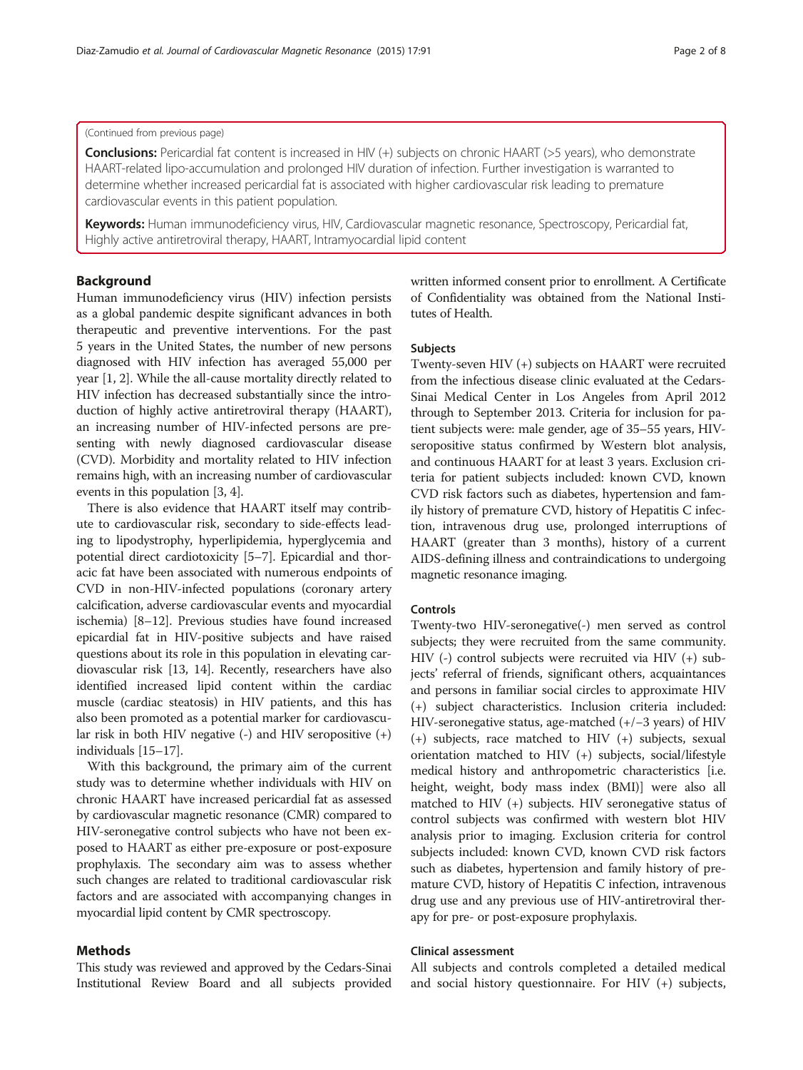(Continued from previous page)

**Conclusions:** Pericardial fat content is increased in HIV (+) subjects on chronic HAART (>5 years), who demonstrate HAART-related lipo-accumulation and prolonged HIV duration of infection. Further investigation is warranted to determine whether increased pericardial fat is associated with higher cardiovascular risk leading to premature cardiovascular events in this patient population.

**Keywords:** Human immunodeficiency virus, HIV, Cardiovascular magnetic resonance, Spectroscopy, Pericardial fat, Highly active antiretroviral therapy, HAART, Intramyocardial lipid content

## Background

Human immunodeficiency virus (HIV) infection persists as a global pandemic despite significant advances in both therapeutic and preventive interventions. For the past 5 years in the United States, the number of new persons diagnosed with HIV infection has averaged 55,000 per year [1, 2]. While the all-cause mortality directly related to HIV infection has decreased substantially since the introduction of highly active antiretroviral therapy (HAART), an increasing number of HIV-infected persons are presenting with newly diagnosed cardiovascular disease (CVD). Morbidity and mortality related to HIV infection remains high, with an increasing number of cardiovascular events in this population [3, 4].

There is also evidence that HAART itself may contribute to cardiovascular risk, secondary to side-effects leading to lipodystrophy, hyperlipidemia, hyperglycemia and potential direct cardiotoxicity [5–7]. Epicardial and thoracic fat have been associated with numerous endpoints of CVD in non-HIV-infected populations (coronary artery calcification, adverse cardiovascular events and myocardial ischemia) [8–12]. Previous studies have found increased epicardial fat in HIV-positive subjects and have raised questions about its role in this population in elevating cardiovascular risk [13, 14]. Recently, researchers have also identified increased lipid content within the cardiac muscle (cardiac steatosis) in HIV patients, and this has also been promoted as a potential marker for cardiovascular risk in both HIV negative (-) and HIV seropositive (+) individuals [15–17].

With this background, the primary aim of the current study was to determine whether individuals with HIV on chronic HAART have increased pericardial fat as assessed by cardiovascular magnetic resonance (CMR) compared to HIV-seronegative control subjects who have not been exposed to HAART as either pre-exposure or post-exposure prophylaxis. The secondary aim was to assess whether such changes are related to traditional cardiovascular risk factors and are associated with accompanying changes in myocardial lipid content by CMR spectroscopy.

## Methods

This study was reviewed and approved by the Cedars-Sinai Institutional Review Board and all subjects provided written informed consent prior to enrollment. A Certificate of Confidentiality was obtained from the National Institutes of Health.

### Subjects

Twenty-seven HIV (+) subjects on HAART were recruited from the infectious disease clinic evaluated at the Cedars-Sinai Medical Center in Los Angeles from April 2012 through to September 2013. Criteria for inclusion for patient subjects were: male gender, age of 35–55 years, HIV-seropositive status confirmed by Western blot analysis, and continuous HAART for at least 3 years. Exclusion criteria for patient subjects included: known CVD, known CVD risk factors such as diabetes, hypertension and family history of premature CVD, history of Hepatitis C infection, intravenous drug use, prolonged interruptions of HAART (greater than 3 months), history of a current AIDS-defining illness and contraindications to undergoing magnetic resonance imaging.

### Controls

Twenty-two HIV-seronegative(-) men served as control subjects; they were recruited from the same community. HIV (-) control subjects were recruited via HIV (+) subjects' referral of friends, significant others, acquaintances and persons in familiar social circles to approximate HIV (+) subject characteristics. Inclusion criteria included: HIV-seronegative status, age-matched (+/−3 years) of HIV (+) subjects, race matched to HIV (+) subjects, sexual orientation matched to HIV (+) subjects, social/lifestyle medical history and anthropometric characteristics [i.e. height, weight, body mass index (BMI)] were also all matched to HIV (+) subjects. HIV seronegative status of control subjects was confirmed with western blot HIV analysis prior to imaging. Exclusion criteria for control subjects included: known CVD, known CVD risk factors such as diabetes, hypertension and family history of premature CVD, history of Hepatitis C infection, intravenous drug use and any previous use of HIV-antiretroviral therapy for pre- or post-exposure prophylaxis.

### Clinical assessment

All subjects and controls completed a detailed medical and social history questionnaire. For HIV (+) subjects,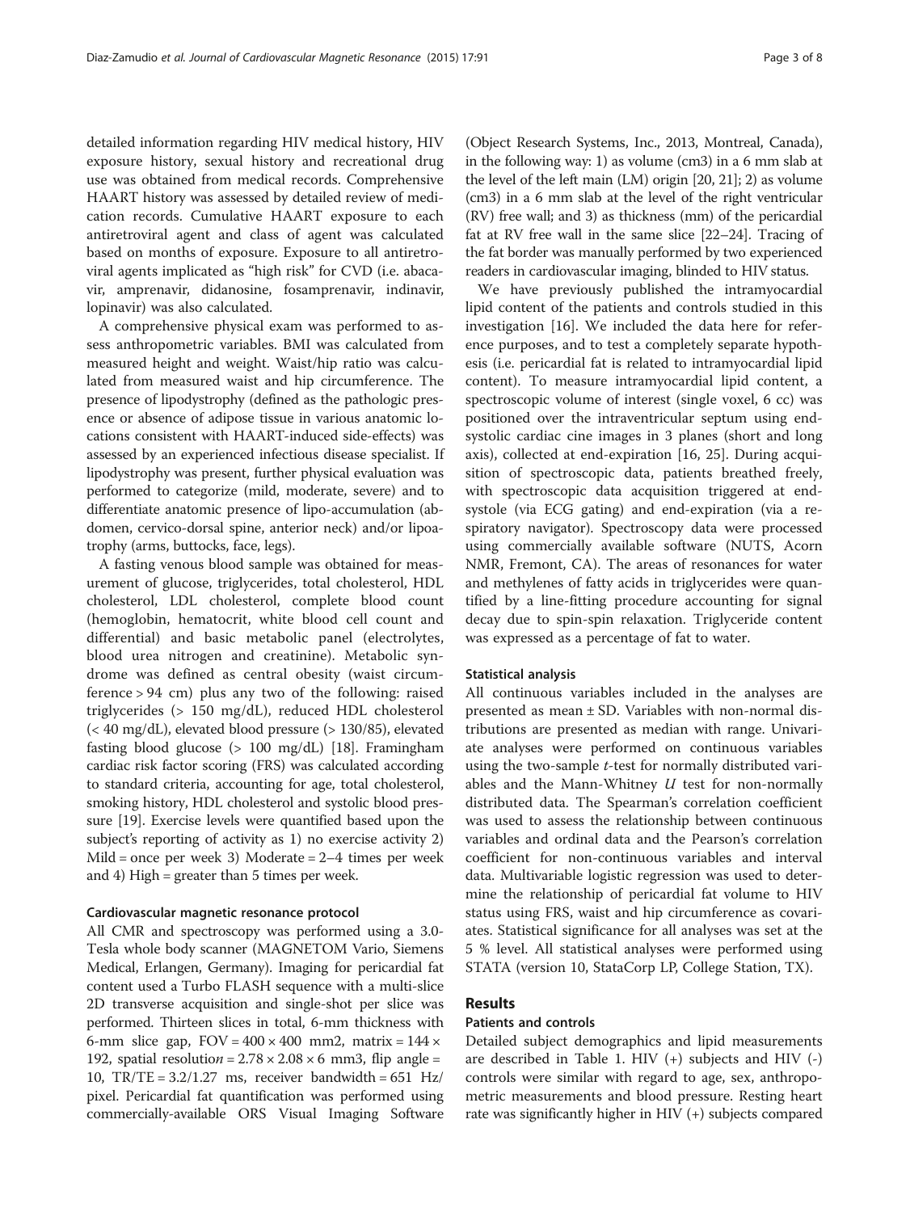detailed information regarding HIV medical history, HIV exposure history, sexual history and recreational drug use was obtained from medical records. Comprehensive HAART history was assessed by detailed review of medication records. Cumulative HAART exposure to each antiretroviral agent and class of agent was calculated based on months of exposure. Exposure to all antiretroviral agents implicated as "high risk" for CVD (i.e. abacavir, amprenavir, didanosine, fosamprenavir, indinavir, lopinavir) was also calculated.

A comprehensive physical exam was performed to assess anthropometric variables. BMI was calculated from measured height and weight. Waist/hip ratio was calculated from measured waist and hip circumference. The presence of lipodystrophy (defined as the pathologic presence or absence of adipose tissue in various anatomic locations consistent with HAART-induced side-effects) was assessed by an experienced infectious disease specialist. If lipodystrophy was present, further physical evaluation was performed to categorize (mild, moderate, severe) and to differentiate anatomic presence of lipo-accumulation (abdomen, cervico-dorsal spine, anterior neck) and/or lipoatrophy (arms, buttocks, face, legs).

A fasting venous blood sample was obtained for measurement of glucose, triglycerides, total cholesterol, HDL cholesterol, LDL cholesterol, complete blood count (hemoglobin, hematocrit, white blood cell count and differential) and basic metabolic panel (electrolytes, blood urea nitrogen and creatinine). Metabolic syndrome was defined as central obesity (waist circumference > 94 cm) plus any two of the following: raised triglycerides (> 150 mg/dL), reduced HDL cholesterol (< 40 mg/dL), elevated blood pressure (> 130/85), elevated fasting blood glucose (> 100 mg/dL) [18]. Framingham cardiac risk factor scoring (FRS) was calculated according to standard criteria, accounting for age, total cholesterol, smoking history, HDL cholesterol and systolic blood pressure [19]. Exercise levels were quantified based upon the subject's reporting of activity as 1) no exercise activity 2) Mild = once per week 3) Moderate = 2–4 times per week and 4) High = greater than 5 times per week.

### Cardiovascular magnetic resonance protocol

All CMR and spectroscopy was performed using a 3.0-Tesla whole body scanner (MAGNETOM Vario, Siemens Medical, Erlangen, Germany). Imaging for pericardial fat content used a Turbo FLASH sequence with a multi-slice 2D transverse acquisition and single-shot per slice was performed. Thirteen slices in total, 6-mm thickness with 6-mm slice gap, FOV = 400 × 400 mm2, matrix = 144 × 192, spatial resolution = 2.78 × 2.08 × 6 mm3, flip angle = 10, TR/TE = 3.2/1.27 ms, receiver bandwidth = 651 Hz/pixel. Pericardial fat quantification was performed using commercially-available ORS Visual Imaging Software (Object Research Systems, Inc., 2013, Montreal, Canada), in the following way: 1) as volume (cm3) in a 6 mm slab at the level of the left main (LM) origin [20, 21]; 2) as volume (cm3) in a 6 mm slab at the level of the right ventricular (RV) free wall; and 3) as thickness (mm) of the pericardial fat at RV free wall in the same slice [22–24]. Tracing of the fat border was manually performed by two experienced readers in cardiovascular imaging, blinded to HIV status.

We have previously published the intramyocardial lipid content of the patients and controls studied in this investigation [16]. We included the data here for reference purposes, and to test a completely separate hypothesis (i.e. pericardial fat is related to intramyocardial lipid content). To measure intramyocardial lipid content, a spectroscopic volume of interest (single voxel, 6 cc) was positioned over the intraventricular septum using end-systolic cardiac cine images in 3 planes (short and long axis), collected at end-expiration [16, 25]. During acquisition of spectroscopic data, patients breathed freely, with spectroscopic data acquisition triggered at end-systole (via ECG gating) and end-expiration (via a respiratory navigator). Spectroscopy data were processed using commercially available software (NUTS, Acorn NMR, Fremont, CA). The areas of resonances for water and methylenes of fatty acids in triglycerides were quantified by a line-fitting procedure accounting for signal decay due to spin-spin relaxation. Triglyceride content was expressed as a percentage of fat to water.

### Statistical analysis

All continuous variables included in the analyses are presented as mean ± SD. Variables with non-normal distributions are presented as median with range. Univariate analyses were performed on continuous variables using the two-sample *t*-test for normally distributed variables and the Mann-Whitney *U* test for non-normally distributed data. The Spearman's correlation coefficient was used to assess the relationship between continuous variables and ordinal data and the Pearson's correlation coefficient for non-continuous variables and interval data. Multivariable logistic regression was used to determine the relationship of pericardial fat volume to HIV status using FRS, waist and hip circumference as covariates. Statistical significance for all analyses was set at the 5 % level. All statistical analyses were performed using STATA (version 10, StataCorp LP, College Station, TX).

## Results

### Patients and controls

Detailed subject demographics and lipid measurements are described in Table 1. HIV (+) subjects and HIV (-) controls were similar with regard to age, sex, anthropometric measurements and blood pressure. Resting heart rate was significantly higher in HIV (+) subjects compared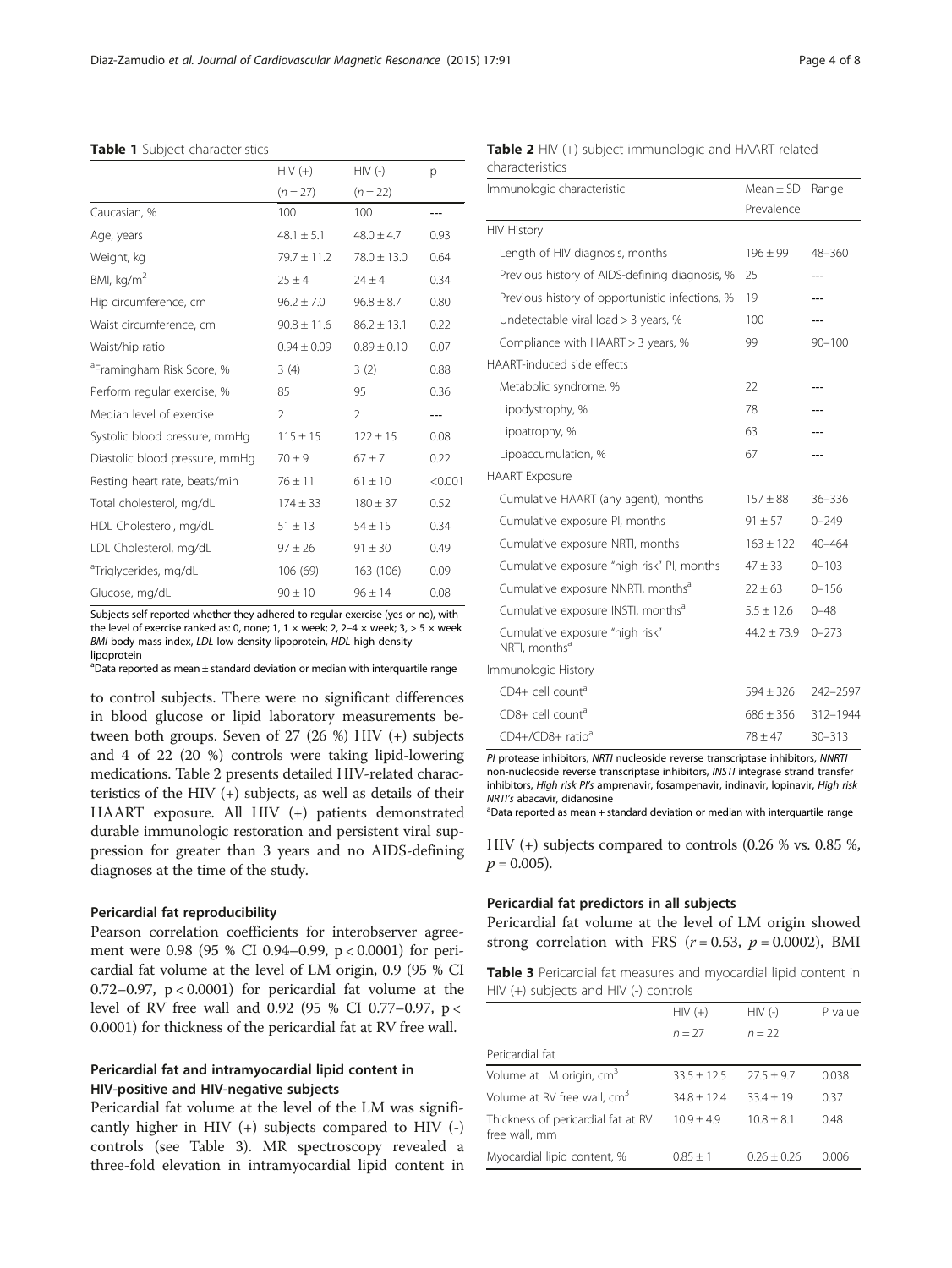**Table 1** Subject characteristics

| | HIV (+) | HIV (-) | p |
|---|---|---|---|
| | (n = 27) | (n = 22) | |
| Caucasian, % | 100 | 100 | --- |
| Age, years | 48.1 ± 5.1 | 48.0 ± 4.7 | 0.93 |
| Weight, kg | 79.7 ± 11.2 | 78.0 ± 13.0 | 0.64 |
| BMI, kg/m$^2$ | 25 ± 4 | 24 ± 4 | 0.34 |
| Hip circumference, cm | 96.2 ± 7.0 | 96.8 ± 8.7 | 0.80 |
| Waist circumference, cm | 90.8 ± 11.6 | 86.2 ± 13.1 | 0.22 |
| Waist/hip ratio | 0.94 ± 0.09 | 0.89 ± 0.10 | 0.07 |
| [a]Framingham Risk Score, % | 3 (4) | 3 (2) | 0.88 |
| Perform regular exercise, % | 85 | 95 | 0.36 |
| Median level of exercise | 2 | 2 | --- |
| Systolic blood pressure, mmHg | 115 ± 15 | 122 ± 15 | 0.08 |
| Diastolic blood pressure, mmHg | 70 ± 9 | 67 ± 7 | 0.22 |
| Resting heart rate, beats/min | 76 ± 11 | 61 ± 10 | <0.001 |
| Total cholesterol, mg/dL | 174 ± 33 | 180 ± 37 | 0.52 |
| HDL Cholesterol, mg/dL | 51 ± 13 | 54 ± 15 | 0.34 |
| LDL Cholesterol, mg/dL | 97 ± 26 | 91 ± 30 | 0.49 |
| [a]Triglycerides, mg/dL | 106 (69) | 163 (106) | 0.09 |
| Glucose, mg/dL | 90 ± 10 | 96 ± 14 | 0.08 |

Subjects self-reported whether they adhered to regular exercise (yes or no), with the level of exercise ranked as: 0, none; 1, 1 × week; 2, 2–4 × week; 3, > 5 × week
*BMI* body mass index, *LDL* low-density lipoprotein, *HDL* high-density lipoprotein
[a]Data reported as mean ± standard deviation or median with interquartile range

to control subjects. There were no significant differences in blood glucose or lipid laboratory measurements between both groups. Seven of 27 (26 %) HIV (+) subjects and 4 of 22 (20 %) controls were taking lipid-lowering medications. Table 2 presents detailed HIV-related characteristics of the HIV (+) subjects, as well as details of their HAART exposure. All HIV (+) patients demonstrated durable immunologic restoration and persistent viral suppression for greater than 3 years and no AIDS-defining diagnoses at the time of the study.

#### Pericardial fat reproducibility

Pearson correlation coefficients for interobserver agreement were 0.98 (95 % CI 0.94–0.99, $p < 0.0001$) for pericardial fat volume at the level of LM origin, 0.9 (95 % CI 0.72–0.97, $p < 0.0001$) for pericardial fat volume at the level of RV free wall and 0.92 (95 % CI 0.77–0.97, $p < 0.0001$) for thickness of the pericardial fat at RV free wall.

#### Pericardial fat and intramyocardial lipid content in HIV-positive and HIV-negative subjects

Pericardial fat volume at the level of the LM was significantly higher in HIV (+) subjects compared to HIV (-) controls (see Table 3). MR spectroscopy revealed a three-fold elevation in intramyocardial lipid content in HIV (+) subjects compared to controls (0.26 % vs. 0.85 %, $p = 0.005$).

**Table 2** HIV (+) subject immunologic and HAART related characteristics

| Immunologic characteristic | Mean ± SD Prevalence | Range |
|---|---|---|
| HIV History | | |
| Length of HIV diagnosis, months | 196 ± 99 | 48–360 |
| Previous history of AIDS-defining diagnosis, % | 25 | --- |
| Previous history of opportunistic infections, % | 19 | --- |
| Undetectable viral load > 3 years, % | 100 | --- |
| Compliance with HAART > 3 years, % | 99 | 90–100 |
| HAART-induced side effects | | |
| Metabolic syndrome, % | 22 | --- |
| Lipodystrophy, % | 78 | --- |
| Lipoatrophy, % | 63 | --- |
| Lipoaccumulation, % | 67 | --- |
| HAART Exposure | | |
| Cumulative HAART (any agent), months | 157 ± 88 | 36–336 |
| Cumulative exposure PI, months | 91 ± 57 | 0–249 |
| Cumulative exposure NRTI, months | 163 ± 122 | 40–464 |
| Cumulative exposure "high risk" PI, months | 47 ± 33 | 0–103 |
| Cumulative exposure NNRTI, months[a] | 22 ± 63 | 0–156 |
| Cumulative exposure INSTI, months[a] | 5.5 ± 12.6 | 0–48 |
| Cumulative exposure "high risk" NRTI, months[a] | 44.2 ± 73.9 | 0–273 |
| Immunologic History | | |
| CD4+ cell count[a] | 594 ± 326 | 242–2597 |
| CD8+ cell count[a] | 686 ± 356 | 312–1944 |
| CD4+/CD8+ ratio[a] | 78 ± 47 | 30–313 |

*PI* protease inhibitors, *NRTI* nucleoside reverse transcriptase inhibitors, *NNRTI* non-nucleoside reverse transcriptase inhibitors, *INSTI* integrase strand transfer inhibitors, *High risk PI's* amprenavir, fosampenavir, indinavir, lopinavir, *High risk NRTI's* abacavir, didanosine
[a]Data reported as mean + standard deviation or median with interquartile range

#### Pericardial fat predictors in all subjects

Pericardial fat volume at the level of LM origin showed strong correlation with FRS ($r = 0.53$, $p = 0.0002$), BMI

**Table 3** Pericardial fat measures and myocardial lipid content in HIV (+) subjects and HIV (-) controls

| | HIV (+) | HIV (-) | P value |
|---|---|---|---|
| | n = 27 | n = 22 | |
| Pericardial fat | | | |
| Volume at LM origin, cm$^3$ | 33.5 ± 12.5 | 27.5 ± 9.7 | 0.038 |
| Volume at RV free wall, cm$^3$ | 34.8 ± 12.4 | 33.4 ± 19 | 0.37 |
| Thickness of pericardial fat at RV free wall, mm | 10.9 ± 4.9 | 10.8 ± 8.1 | 0.48 |
| Myocardial lipid content, % | 0.85 ± 1 | 0.26 ± 0.26 | 0.006 |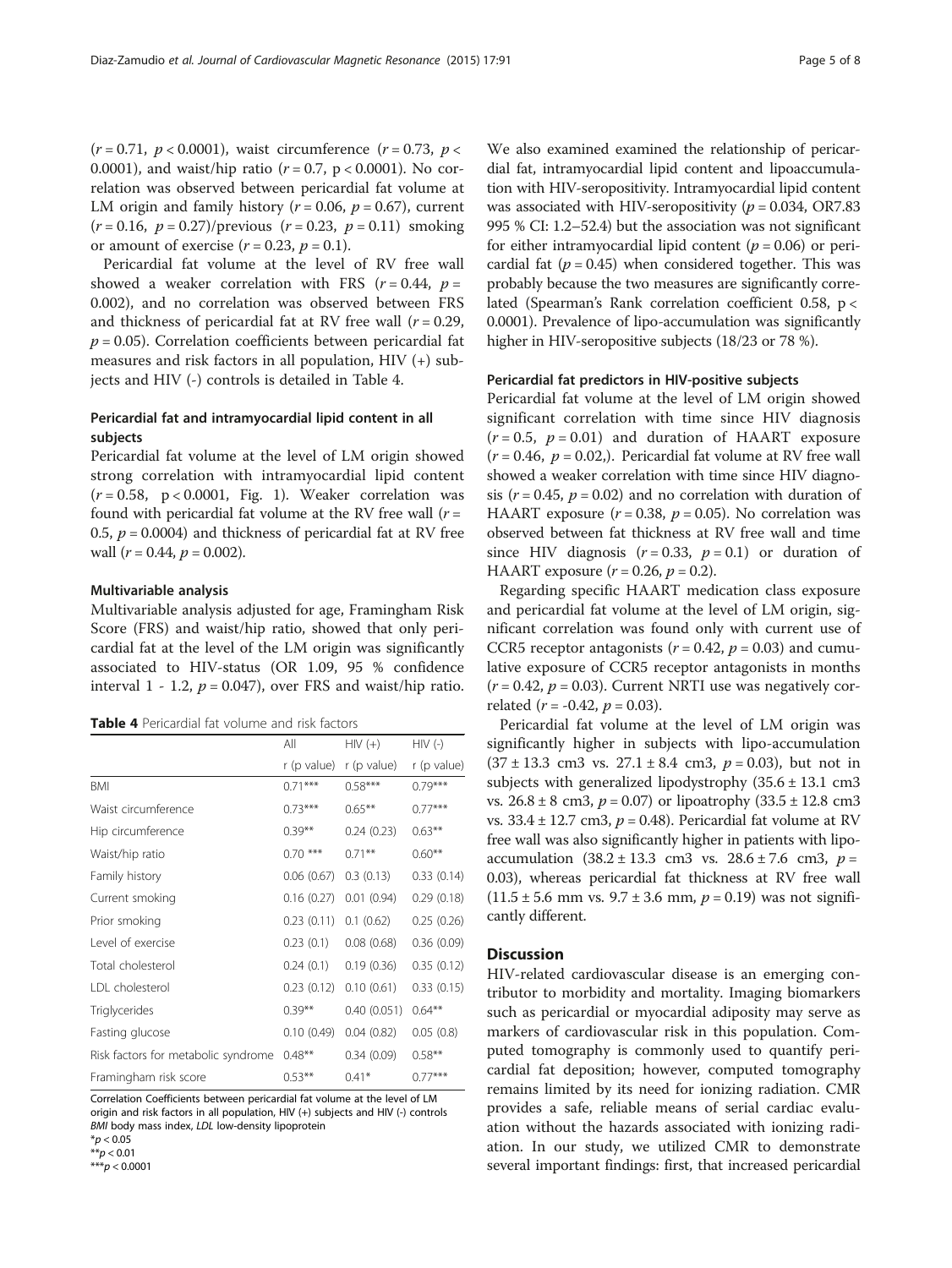($r = 0.71$, $p < 0.0001$), waist circumference ($r = 0.73$, $p < 0.0001$), and waist/hip ratio ($r = 0.7$, $p < 0.0001$). No correlation was observed between pericardial fat volume at LM origin and family history ($r = 0.06$, $p = 0.67$), current ($r = 0.16$, $p = 0.27$)/previous ($r = 0.23$, $p = 0.11$) smoking or amount of exercise ($r = 0.23$, $p = 0.1$).

Pericardial fat volume at the level of RV free wall showed a weaker correlation with FRS ($r = 0.44$, $p = 0.002$), and no correlation was observed between FRS and thickness of pericardial fat at RV free wall ($r = 0.29$, $p = 0.05$). Correlation coefficients between pericardial fat measures and risk factors in all population, HIV (+) subjects and HIV (-) controls is detailed in Table 4.

### Pericardial fat and intramyocardial lipid content in all subjects

Pericardial fat volume at the level of LM origin showed strong correlation with intramyocardial lipid content ($r = 0.58$, $p < 0.0001$, Fig. 1). Weaker correlation was found with pericardial fat volume at the RV free wall ($r = 0.5$, $p = 0.0004$) and thickness of pericardial fat at RV free wall ($r = 0.44$, $p = 0.002$).

### Multivariable analysis

Multivariable analysis adjusted for age, Framingham Risk Score (FRS) and waist/hip ratio, showed that only pericardial fat at the level of the LM origin was significantly associated to HIV-status (OR 1.09, 95 % confidence interval 1 - 1.2, $p = 0.047$), over FRS and waist/hip ratio.

**Table 4** Pericardial fat volume and risk factors

| | All | HIV (+) | HIV (-) |
|---|---|---|---|
| | r (p value) | r (p value) | r (p value) |
| BMI | 0.71*** | 0.58*** | 0.79*** |
| Waist circumference | 0.73*** | 0.65** | 0.77*** |
| Hip circumference | 0.39** | 0.24 (0.23) | 0.63** |
| Waist/hip ratio | 0.70 *** | 0.71** | 0.60** |
| Family history | 0.06 (0.67) | 0.3 (0.13) | 0.33 (0.14) |
| Current smoking | 0.16 (0.27) | 0.01 (0.94) | 0.29 (0.18) |
| Prior smoking | 0.23 (0.11) | 0.1 (0.62) | 0.25 (0.26) |
| Level of exercise | 0.23 (0.1) | 0.08 (0.68) | 0.36 (0.09) |
| Total cholesterol | 0.24 (0.1) | 0.19 (0.36) | 0.35 (0.12) |
| LDL cholesterol | 0.23 (0.12) | 0.10 (0.61) | 0.33 (0.15) |
| Triglycerides | 0.39** | 0.40 (0.051) | 0.64** |
| Fasting glucose | 0.10 (0.49) | 0.04 (0.82) | 0.05 (0.8) |
| Risk factors for metabolic syndrome | 0.48** | 0.34 (0.09) | 0.58** |
| Framingham risk score | 0.53** | 0.41* | 0.77*** |

Correlation Coefficients between pericardial fat volume at the level of LM origin and risk factors in all population, HIV (+) subjects and HIV (-) controls
*BMI* body mass index, *LDL* low-density lipoprotein
*$p < 0.05$
**$p < 0.01$
***$p < 0.0001$

We also examined examined the relationship of pericardial fat, intramyocardial lipid content and lipoaccumulation with HIV-seropositivity. Intramyocardial lipid content was associated with HIV-seropositivity ($p = 0.034$, OR7.83 995 % CI: 1.2–52.4) but the association was not significant for either intramyocardial lipid content ($p = 0.06$) or pericardial fat ($p = 0.45$) when considered together. This was probably because the two measures are significantly correlated (Spearman's Rank correlation coefficient 0.58, $p < 0.0001$). Prevalence of lipo-accumulation was significantly higher in HIV-seropositive subjects (18/23 or 78 %).

### Pericardial fat predictors in HIV-positive subjects

Pericardial fat volume at the level of LM origin showed significant correlation with time since HIV diagnosis ($r = 0.5$, $p = 0.01$) and duration of HAART exposure ($r = 0.46$, $p = 0.02$,). Pericardial fat volume at RV free wall showed a weaker correlation with time since HIV diagnosis ($r = 0.45$, $p = 0.02$) and no correlation with duration of HAART exposure ($r = 0.38$, $p = 0.05$). No correlation was observed between fat thickness at RV free wall and time since HIV diagnosis ($r = 0.33$, $p = 0.1$) or duration of HAART exposure ($r = 0.26$, $p = 0.2$).

Regarding specific HAART medication class exposure and pericardial fat volume at the level of LM origin, significant correlation was found only with current use of CCR5 receptor antagonists ($r = 0.42$, $p = 0.03$) and cumulative exposure of CCR5 receptor antagonists in months ($r = 0.42$, $p = 0.03$). Current NRTI use was negatively correlated ($r = -0.42$, $p = 0.03$).

Pericardial fat volume at the level of LM origin was significantly higher in subjects with lipo-accumulation ($37 \pm 13.3$ cm3 vs. $27.1 \pm 8.4$ cm3, $p = 0.03$), but not in subjects with generalized lipodystrophy ($35.6 \pm 13.1$ cm3 vs. $26.8 \pm 8$ cm3, $p = 0.07$) or lipoatrophy ($33.5 \pm 12.8$ cm3 vs. $33.4 \pm 12.7$ cm3, $p = 0.48$). Pericardial fat volume at RV free wall was also significantly higher in patients with lipo-accumulation ($38.2 \pm 13.3$ cm3 vs. $28.6 \pm 7.6$ cm3, $p = 0.03$), whereas pericardial fat thickness at RV free wall ($11.5 \pm 5.6$ mm vs. $9.7 \pm 3.6$ mm, $p = 0.19$) was not significantly different.

## Discussion

HIV-related cardiovascular disease is an emerging contributor to morbidity and mortality. Imaging biomarkers such as pericardial or myocardial adiposity may serve as markers of cardiovascular risk in this population. Computed tomography is commonly used to quantify pericardial fat deposition; however, computed tomography remains limited by its need for ionizing radiation. CMR provides a safe, reliable means of serial cardiac evaluation without the hazards associated with ionizing radiation. In our study, we utilized CMR to demonstrate several important findings: first, that increased pericardial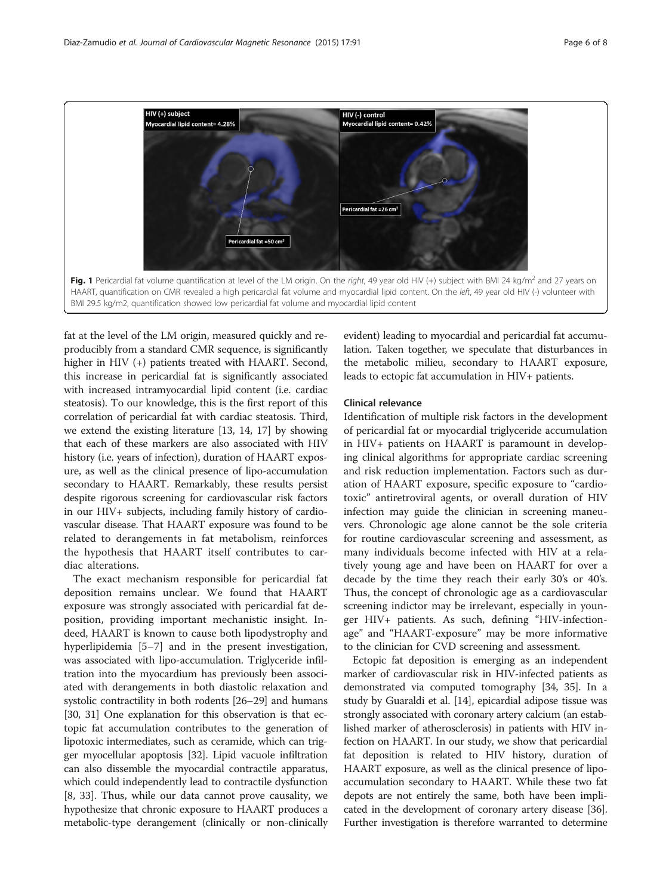Fig. 1 Pericardial fat volume quantification at level of the LM origin. On the *right*, 49 year old HIV (+) subject with BMI 24 kg/m$^2$ and 27 years on HAART, quantification on CMR revealed a high pericardial fat volume and myocardial lipid content. On the *left*, 49 year old HIV (-) volunteer with BMI 29.5 kg/m2, quantification showed low pericardial fat volume and myocardial lipid content

fat at the level of the LM origin, measured quickly and reproducibly from a standard CMR sequence, is significantly higher in HIV (+) patients treated with HAART. Second, this increase in pericardial fat is significantly associated with increased intramyocardial lipid content (i.e. cardiac steatosis). To our knowledge, this is the first report of this correlation of pericardial fat with cardiac steatosis. Third, we extend the existing literature [13, 14, 17] by showing that each of these markers are also associated with HIV history (i.e. years of infection), duration of HAART exposure, as well as the clinical presence of lipo-accumulation secondary to HAART. Remarkably, these results persist despite rigorous screening for cardiovascular risk factors in our HIV+ subjects, including family history of cardiovascular disease. That HAART exposure was found to be related to derangements in fat metabolism, reinforces the hypothesis that HAART itself contributes to cardiac alterations.

The exact mechanism responsible for pericardial fat deposition remains unclear. We found that HAART exposure was strongly associated with pericardial fat deposition, providing important mechanistic insight. Indeed, HAART is known to cause both lipodystrophy and hyperlipidemia [5–7] and in the present investigation, was associated with lipo-accumulation. Triglyceride infiltration into the myocardium has previously been associated with derangements in both diastolic relaxation and systolic contractility in both rodents [26–29] and humans [30, 31] One explanation for this observation is that ectopic fat accumulation contributes to the generation of lipotoxic intermediates, such as ceramide, which can trigger myocellular apoptosis [32]. Lipid vacuole infiltration can also dissemble the myocardial contractile apparatus, which could independently lead to contractile dysfunction [8, 33]. Thus, while our data cannot prove causality, we hypothesize that chronic exposure to HAART produces a metabolic-type derangement (clinically or non-clinically evident) leading to myocardial and pericardial fat accumulation. Taken together, we speculate that disturbances in the metabolic milieu, secondary to HAART exposure, leads to ectopic fat accumulation in HIV+ patients.

### Clinical relevance

Identification of multiple risk factors in the development of pericardial fat or myocardial triglyceride accumulation in HIV+ patients on HAART is paramount in developing clinical algorithms for appropriate cardiac screening and risk reduction implementation. Factors such as duration of HAART exposure, specific exposure to "cardiotoxic" antiretroviral agents, or overall duration of HIV infection may guide the clinician in screening maneuvers. Chronologic age alone cannot be the sole criteria for routine cardiovascular screening and assessment, as many individuals become infected with HIV at a relatively young age and have been on HAART for over a decade by the time they reach their early 30's or 40's. Thus, the concept of chronologic age as a cardiovascular screening indictor may be irrelevant, especially in younger HIV+ patients. As such, defining "HIV-infection-age" and "HAART-exposure" may be more informative to the clinician for CVD screening and assessment.

Ectopic fat deposition is emerging as an independent marker of cardiovascular risk in HIV-infected patients as demonstrated via computed tomography [34, 35]. In a study by Guaraldi et al. [14], epicardial adipose tissue was strongly associated with coronary artery calcium (an established marker of atherosclerosis) in patients with HIV infection on HAART. In our study, we show that pericardial fat deposition is related to HIV history, duration of HAART exposure, as well as the clinical presence of lipo-accumulation secondary to HAART. While these two fat depots are not entirely the same, both have been implicated in the development of coronary artery disease [36]. Further investigation is therefore warranted to determine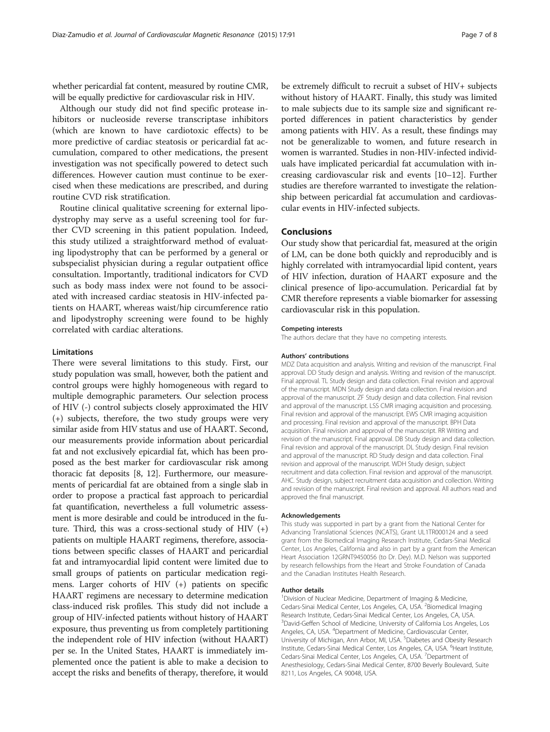whether pericardial fat content, measured by routine CMR, will be equally predictive for cardiovascular risk in HIV.

Although our study did not find specific protease inhibitors or nucleoside reverse transcriptase inhibitors (which are known to have cardiotoxic effects) to be more predictive of cardiac steatosis or pericardial fat accumulation, compared to other medications, the present investigation was not specifically powered to detect such differences. However caution must continue to be exercised when these medications are prescribed, and during routine CVD risk stratification.

Routine clinical qualitative screening for external lipodystrophy may serve as a useful screening tool for further CVD screening in this patient population. Indeed, this study utilized a straightforward method of evaluating lipodystrophy that can be performed by a general or subspecialist physician during a regular outpatient office consultation. Importantly, traditional indicators for CVD such as body mass index were not found to be associated with increased cardiac steatosis in HIV-infected patients on HAART, whereas waist/hip circumference ratio and lipodystrophy screening were found to be highly correlated with cardiac alterations.

### Limitations

There were several limitations to this study. First, our study population was small, however, both the patient and control groups were highly homogeneous with regard to multiple demographic parameters. Our selection process of HIV (-) control subjects closely approximated the HIV (+) subjects, therefore, the two study groups were very similar aside from HIV status and use of HAART. Second, our measurements provide information about pericardial fat and not exclusively epicardial fat, which has been proposed as the best marker for cardiovascular risk among thoracic fat deposits [8, 12]. Furthermore, our measurements of pericardial fat are obtained from a single slab in order to propose a practical fast approach to pericardial fat quantification, nevertheless a full volumetric assessment is more desirable and could be introduced in the future. Third, this was a cross-sectional study of HIV (+) patients on multiple HAART regimens, therefore, associations between specific classes of HAART and pericardial fat and intramyocardial lipid content were limited due to small groups of patients on particular medication regimens. Larger cohorts of HIV (+) patients on specific HAART regimens are necessary to determine medication class-induced risk profiles. This study did not include a group of HIV-infected patients without history of HAART exposure, thus preventing us from completely partitioning the independent role of HIV infection (without HAART) per se. In the United States, HAART is immediately implemented once the patient is able to make a decision to accept the risks and benefits of therapy, therefore, it would be extremely difficult to recruit a subset of HIV+ subjects without history of HAART. Finally, this study was limited to male subjects due to its sample size and significant reported differences in patient characteristics by gender among patients with HIV. As a result, these findings may not be generalizable to women, and future research in women is warranted. Studies in non-HIV-infected individuals have implicated pericardial fat accumulation with increasing cardiovascular risk and events [10–12]. Further studies are therefore warranted to investigate the relationship between pericardial fat accumulation and cardiovascular events in HIV-infected subjects.

## Conclusions

Our study show that pericardial fat, measured at the origin of LM, can be done both quickly and reproducibly and is highly correlated with intramyocardial lipid content, years of HIV infection, duration of HAART exposure and the clinical presence of lipo-accumulation. Pericardial fat by CMR therefore represents a viable biomarker for assessing cardiovascular risk in this population.

#### Competing interests

The authors declare that they have no competing interests.

#### Authors' contributions

MDZ Data acquisition and analysis. Writing and revision of the manuscript. Final approval. DD Study design and analysis. Writing and revision of the manuscript. Final approval. TL Study design and data collection. Final revision and approval of the manuscript. MDN Study design and data collection. Final revision and approval of the manuscript. ZF Study design and data collection. Final revision and approval of the manuscript. LSS CMR imaging acquisition and processing. Final revision and approval of the manuscript. EWS CMR imaging acquisition and processing. Final revision and approval of the manuscript. BPH Data acquisition. Final revision and approval of the manuscript. RR Writing and revision of the manuscript. Final approval. DB Study design and data collection. Final revision and approval of the manuscript. DL Study design. Final revision and approval of the manuscript. RD Study design and data collection. Final revision and approval of the manuscript. WDH Study design, subject recruitment and data collection. Final revision and approval of the manuscript. AHC. Study design, subject recruitment data acquisition and collection. Writing and revision of the manuscript. Final revision and approval. All authors read and approved the final manuscript.

#### Acknowledgements

This study was supported in part by a grant from the National Center for Advancing Translational Sciences (NCATS), Grant UL1TR000124 and a seed grant from the Biomedical Imaging Research Institute, Cedars-Sinai Medical Center, Los Angeles, California and also in part by a grant from the American Heart Association 12GRNT9450056 (to Dr. Dey). M.D. Nelson was supported by research fellowships from the Heart and Stroke Foundation of Canada and the Canadian Institutes Health Research.

#### Author details

[1]Division of Nuclear Medicine, Department of Imaging & Medicine, Cedars-Sinai Medical Center, Los Angeles, CA, USA. [2]Biomedical Imaging Research Institute, Cedars-Sinai Medical Center, Los Angeles, CA, USA. [3]David-Geffen School of Medicine, University of California Los Angeles, Los Angeles, CA, USA. [4]Department of Medicine, Cardiovascular Center, University of Michigan, Ann Arbor, MI, USA. [5]Diabetes and Obesity Research Institute, Cedars-Sinai Medical Center, Los Angeles, CA, USA. [6]Heart Institute, Cedars-Sinai Medical Center, Los Angeles, CA, USA. [7]Department of Anesthesiology, Cedars-Sinai Medical Center, 8700 Beverly Boulevard, Suite 8211, Los Angeles, CA 90048, USA.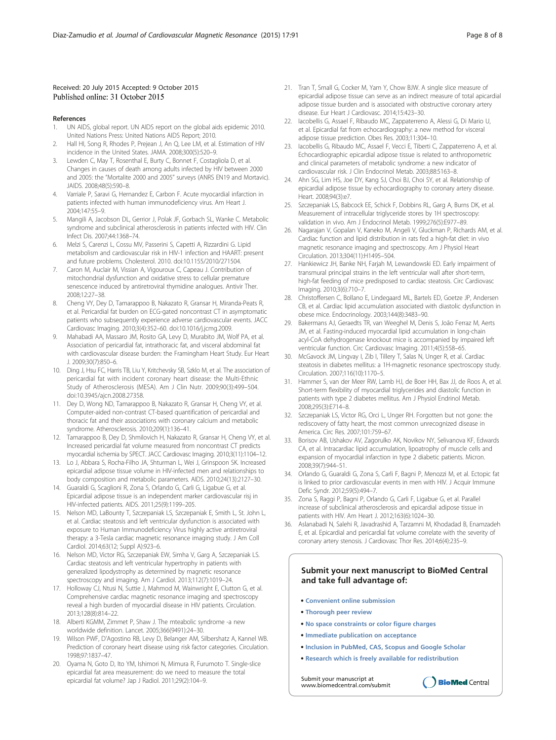Received: 20 July 2015 Accepted: 9 October 2015
Published online: 31 October 2015

## References

1. UN AIDS, global report. UN AIDS report on the global aids epidemic 2010. United Nations Press: United Nations AIDS Report; 2010.
2. Hall HI, Song R, Rhodes P, Prejean J, An Q, Lee LM, et al. Estimation of HIV incidence in the United States. JAMA. 2008;300(5):520–9.
3. Lewden C, May T, Rosenthal E, Burty C, Bonnet F, Costagliola D, et al. Changes in causes of death among adults infected by HIV between 2000 and 2005: the "Mortalite 2000 and 2005" surveys (ANRS EN19 and Mortavic). JAIDS. 2008;48(5):590–8.
4. Varriale P, Saravi G, Hernandez E, Carbon F. Acute myocardial infarction in patients infected with human immunodeficiency virus. Am Heart J. 2004;147:55–9.
5. Mangili A, Jacobson DL, Gerrior J, Polak JF, Gorbach SL, Wanke C. Metabolic syndrome and subclinical atherosclerosis in patients infected with HIV. Clin Infect Dis. 2007;44:1368–74.
6. Melzi S, Carenzi L, Cossu MV, Passerini S, Capetti A, Rizzardini G. Lipid metabolism and cardiovascular risk in HIV-1 infection and HAART: present and future problems. Cholesterol. 2010. doi:10.1155/2010/271504.
7. Caron M, Auclair M, Vissian A, Vigouroux C, Capeau J. Contribution of mitochondrial dysfunction and oxidative stress to cellular premature senescence induced by antiretroviral thymidine analogues. Antivir Ther. 2008;12:27–38.
8. Cheng VY, Dey D, Tamarappoo B, Nakazato R, Gransar H, Miranda-Peats R, et al. Pericardial fat burden on ECG-gated noncontrast CT in asymptomatic patients who subsequently experience adverse cardiovascular events. JACC Cardiovasc Imaging. 2010;3(4):352–60. doi:10.1016/j.jcmg.2009.
9. Mahabadi AA, Massaro JM, Rosito GA, Levy D, Murabito JM, Wolf PA, et al. Association of pericardial fat, intrathoracic fat, and visceral abdominal fat with cardiovascular disease burden: the Framingham Heart Study. Eur Heart J. 2009;30(7):850–6.
10. Ding J, Hsu FC, Harris TB, Liu Y, Kritchevsky SB, Szklo M, et al. The association of pericardial fat with incident coronary heart disease: the Multi-Ethnic Study of Atherosclerosis (MESA). Am J Clin Nutr. 2009;90(3):499–504. doi:10.3945/ajcn.2008.27358.
11. Dey D, Wong ND, Tamarappoo B, Nakazato R, Gransar H, Cheng VY, et al. Computer-aided non-contrast CT-based quantification of pericardial and thoracic fat and their associations with coronary calcium and metabolic syndrome. Atherosclerosis. 2010;209(1):136–41.
12. Tamarappoo B, Dey D, Shmilovich H, Nakazato R, Gransar H, Cheng VY, et al. Increased pericardial fat volume measured from noncontrast CT predicts myocardial ischemia by SPECT. JACC Cardiovasc Imaging. 2010;3(11):1104–12.
13. Lo J, Abbara S, Rocha-Filho JA, Shturman L, Wei J, Grinspoon SK. Increased epicardial adipose tissue volume in HIV-infected men and relationships to body composition and metabolic parameters. AIDS. 2010;24(13):2127–30.
14. Guaraldi G, Scaglioni R, Zona S, Orlando G, Carli G, Ligabue G, et al. Epicardial adipose tissue is an independent marker cardiovascular risj in HIV-infected patients. AIDS. 2011;25(9):1199–205.
15. Nelson MD, LaBounty T, Szczepaniak LS, Szczepaniak E, Smith L, St. John L, et al. Cardiac steatosis and left ventricular dysfunction is associated with exposure to Human Immunodeficiency Virus highly active antiretroviral therapy: a 3-Tesla cardiac magnetic resonance imaging study. J Am Coll Cardiol. 2014;63(12; Suppl A):923–6.
16. Nelson MD, Victor RG, Szczepaniak EW, Simha V, Garg A, Szczepaniak LS. Cardiac steatosis and left ventricular hypertrophy in patients with generalized lipodystrophy as determined by magnetic resonance spectroscopy and imaging. Am J Cardiol. 2013;112(7):1019–24.
17. Holloway CJ, Ntusi N, Suttie J, Mahmod M, Wainwright E, Clutton G, et al. Comprehensive cardiac magnetic resonance imaging and spectroscopy reveal a high burden of myocardial disease in HIV patients. Circulation. 2013;128(8):814–22.
18. Alberti KGMM, Zimmet P, Shaw J. The mteabolic syndrome -a new worldwide definition. Lancet. 2005;366(9491):24–30.
19. Wilson PWF, D'Agostino RB, Levy D, Belanger AM, Silbershatz A, Kannel WB. Prediction of coronary heart disease using risk factor categories. Circulation. 1998;97:1837–47.
20. Oyama N, Goto D, Ito YM, Ishimori N, Mimura R, Furumoto T. Single-slice epicardial fat area measurement: do we need to measure the total epicardial fat volume? Jap J Radiol. 2011;29(2):104–9.
21. Tran T, Small G, Cocker M, Yam Y, Chow BJW. A single slice measure of epicardial adipose tissue can serve as an indirect measure of total apicardial adipose tissue burden and is associated with obstructive coronary artery disease. Eur Heart J Cardiovasc. 2014;15:423–30.
22. Iacobellis G, Assael F, Ribaudo MC, Zappaterreno A, Alessi G, Di Mario U, et al. Epicardial fat from echocardiography: a new method for visceral adipose tissue prediction. Obes Res. 2003;11:304–10.
23. Iacobellis G, Ribaudo MC, Assael F, Vecci E, Tiberti C, Zappaterreno A, et al. Echocardiographic epicardial adipose tissue is related to anthropometric and clinical parameters of metabolic syndrome: a new indicator of cardiovascular risk. J Clin Endocrinol Metab. 2003;88:5163–8.
24. Ahn SG, Lim HS, Joe DY, Kang SJ, Choi BJ, Choi SY, et al. Relationship of epicardial adipose tissue by echocardiography to coronary artery disease. Heart. 2008;94(3):e7.
25. Szczepaniak LS, Babcock EE, Schick F, Dobbins RL, Garg A, Burns DK, et al. Measurement of intracellular triglyceride stores by 1H spectroscopy: validation in vivo. Am J Endocrinol Metab. 1999;276(5):E977–89.
26. Nagarajan V, Gopalan V, Kaneko M, Angeli V, Gluckman P, Richards AM, et al. Cardiac function and lipid distribution in rats fed a high-fat diet: in vivo magnetic resonance imaging and spectroscopy. Am J Physiol Heart Circulation. 2013;304(11):H1495–504.
27. Hankiewicz JH, Banke NH, Farjah M, Lewandowski ED. Early impairment of transmural principal strains in the left ventricular wall after short-term, high-fat feeding of mice predisposed to cardiac steatosis. Circ Cardiovasc Imaging. 2010;3(6):710–7.
28. Christoffersen C, Bollano E, Lindegaard ML, Bartels ED, Goetze JP, Andersen CB, et al. Cardiac lipid accumulation associated with diastolic dysfunction in obese mice. Endocrinology. 2003;144(8):3483–90.
29. Bakermans AJ, Geraedts TR, van Weeghel M, Denis S, João Ferraz M, Aerts JM, et al. Fasting-induced myocardial lipid accumulation in long-chain acyl-CoA dehydrogenase knockout mice is accompanied by impaired left ventricular function. Circ Cardiovasc Imaging. 2011;4(5):558–65.
30. McGavock JM, Lingvay I, Zib I, Tillery T, Salas N, Unger R, et al. Cardiac steatosis in diabetes mellitus: a 1H-magnetic resonance spectroscopy study. Circulation. 2007;116(10):1170–5.
31. Hammer S, van der Meer RW, Lamb HJ, de Boer HH, Bax JJ, de Roos A, et al. Short-term flexibility of myocardial triglycerides and diastolic function in patients with type 2 diabetes mellitus. Am J Physiol Endrinol Metab. 2008;295(3):E714–8.
32. Szczepaniak LS, Victor RG, Orci L, Unger RH. Forgotten but not gone: the rediscovery of fatty heart, the most common unrecognized disease in America. Circ Res. 2007;101:759–67.
33. Borisov AB, Ushakov AV, Zagorulko AK, Novikov NY, Selivanova KF, Edwards CA, et al. Intracardiac lipid accumulation, lipoatrophy of muscle cells and expansion of myocardial infarction in type 2 diabetic patients. Micron. 2008;39(7):944–51.
34. Orlando G, Guaraldi G, Zona S, Carli F, Bagni P, Menozzi M, et al. Ectopic fat is linked to prior cardiovascular events in men with HIV. J Acquir Immune Defic Syndr. 2012;59(5):494–7.
35. Zona S, Raggi P, Bagni P, Orlando G, Carli F, Ligabue G, et al. Parallel increase of subclinical atherosclerosis and epicardial adipose tissue in patients with HIV. Am Heart J. 2012;163(6):1024–30.
36. Aslanabadi N, Salehi R, Javadrashid A, Tarzamni M, Khodadad B, Enamzadeh E, et al. Epicardial and pericardial fat volume correlate with the severity of coronary artery stenosis. J Cardiovasc Thor Res. 2014;6(4):235–9.

**Submit your next manuscript to BioMed Central and take full advantage of:**

- Convenient online submission
- Thorough peer review
- No space constraints or color figure charges
- Immediate publication on acceptance
- Inclusion in PubMed, CAS, Scopus and Google Scholar
- Research which is freely available for redistribution

Submit your manuscript at
www.biomedcentral.com/submit

BioMed Central